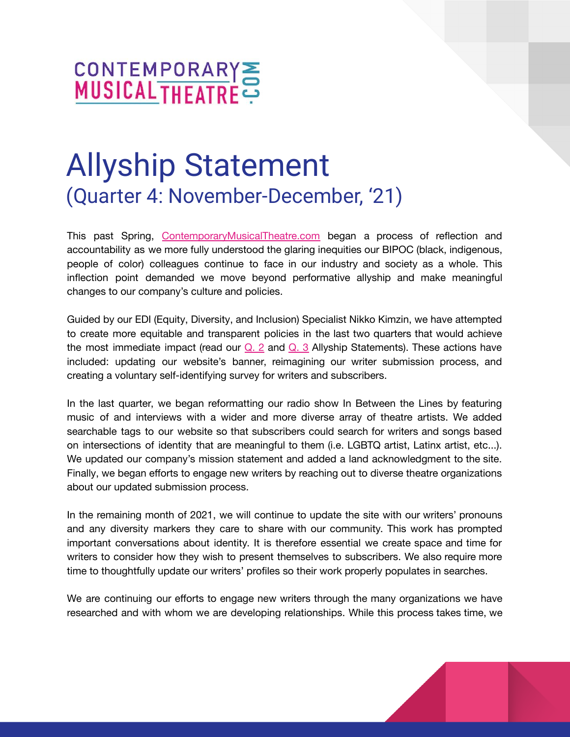CONTEMPORARY MUSICAL THEATRE .COM

# Allyship Statement

## (Quarter 4: November-December, '21)

This past Spring, ContemporaryMusicalTheatre.com began a process of reflection and accountability as we more fully understood the glaring inequities our BIPOC (black, indigenous, people of color) colleagues continue to face in our industry and society as a whole. This inflection point demanded we move beyond performative allyship and make meaningful changes to our company's culture and policies.

Guided by our EDI (Equity, Diversity, and Inclusion) Specialist Nikko Kimzin, we have attempted to create more equitable and transparent policies in the last two quarters that would achieve the most immediate impact (read our Q. 2 and Q. 3 Allyship Statements). These actions have included: updating our website's banner, reimagining our writer submission process, and creating a voluntary self-identifying survey for writers and subscribers.

In the last quarter, we began reformatting our radio show In Between the Lines by featuring music of and interviews with a wider and more diverse array of theatre artists. We added searchable tags to our website so that subscribers could search for writers and songs based on intersections of identity that are meaningful to them (i.e. LGBTQ artist, Latinx artist, etc...). We updated our company's mission statement and added a land acknowledgment to the site. Finally, we began efforts to engage new writers by reaching out to diverse theatre organizations about our updated submission process.

In the remaining month of 2021, we will continue to update the site with our writers' pronouns and any diversity markers they care to share with our community. This work has prompted important conversations about identity. It is therefore essential we create space and time for writers to consider how they wish to present themselves to subscribers. We also require more time to thoughtfully update our writers' profiles so their work properly populates in searches.

We are continuing our efforts to engage new writers through the many organizations we have researched and with whom we are developing relationships. While this process takes time, we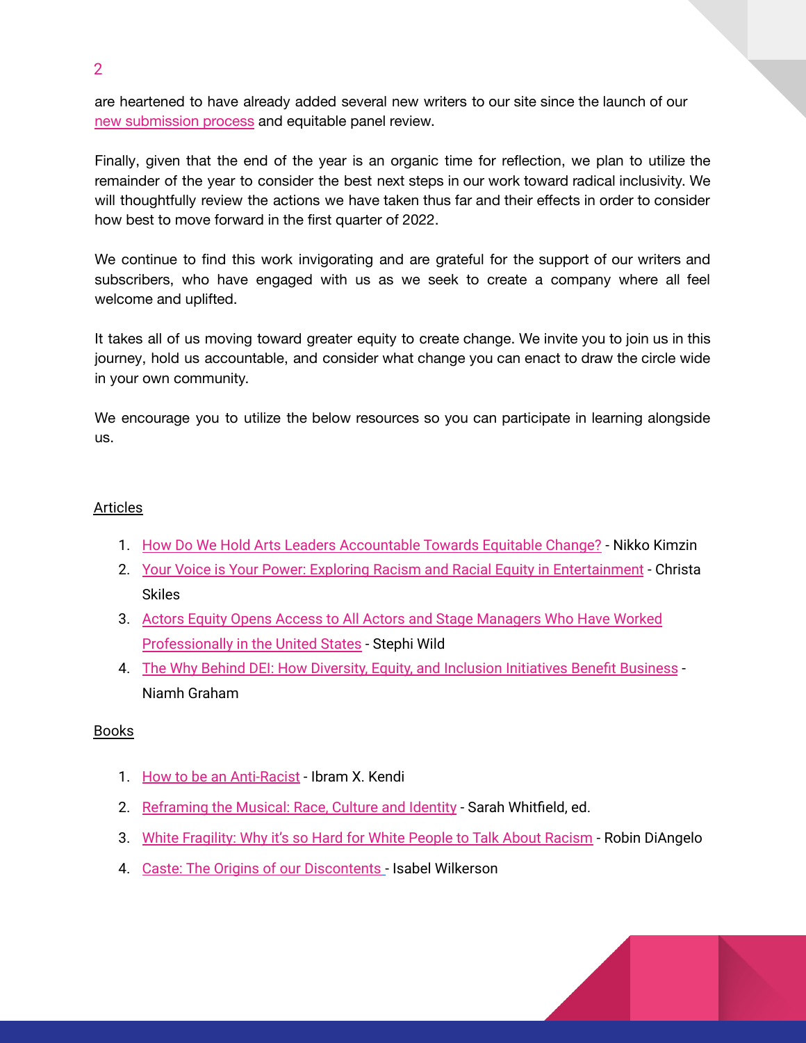are heartened to have already added several new writers to our site since the launch of our new submission process and equitable panel review.

Finally, given that the end of the year is an organic time for reflection, we plan to utilize the remainder of the year to consider the best next steps in our work toward radical inclusivity. We will thoughtfully review the actions we have taken thus far and their effects in order to consider how best to move forward in the first quarter of 2022.

We continue to find this work invigorating and are grateful for the support of our writers and subscribers, who have engaged with us as we seek to create a company where all feel welcome and uplifted.

It takes all of us moving toward greater equity to create change. We invite you to join us in this journey, hold us accountable, and consider what change you can enact to draw the circle wide in your own community.

We encourage you to utilize the below resources so you can participate in learning alongside us.

Articles

1. How Do We Hold Arts Leaders Accountable Towards Equitable Change? - Nikko Kimzin
2. Your Voice is Your Power: Exploring Racism and Racial Equity in Entertainment - Christa Skiles
3. Actors Equity Opens Access to All Actors and Stage Managers Who Have Worked Professionally in the United States - Stephi Wild
4. The Why Behind DEI: How Diversity, Equity, and Inclusion Initiatives Benefit Business - Niamh Graham

Books

1. How to be an Anti-Racist - Ibram X. Kendi
2. Reframing the Musical: Race, Culture and Identity - Sarah Whitfield, ed.
3. White Fragility: Why it's so Hard for White People to Talk About Racism - Robin DiAngelo
4. Caste: The Origins of our Discontents - Isabel Wilkerson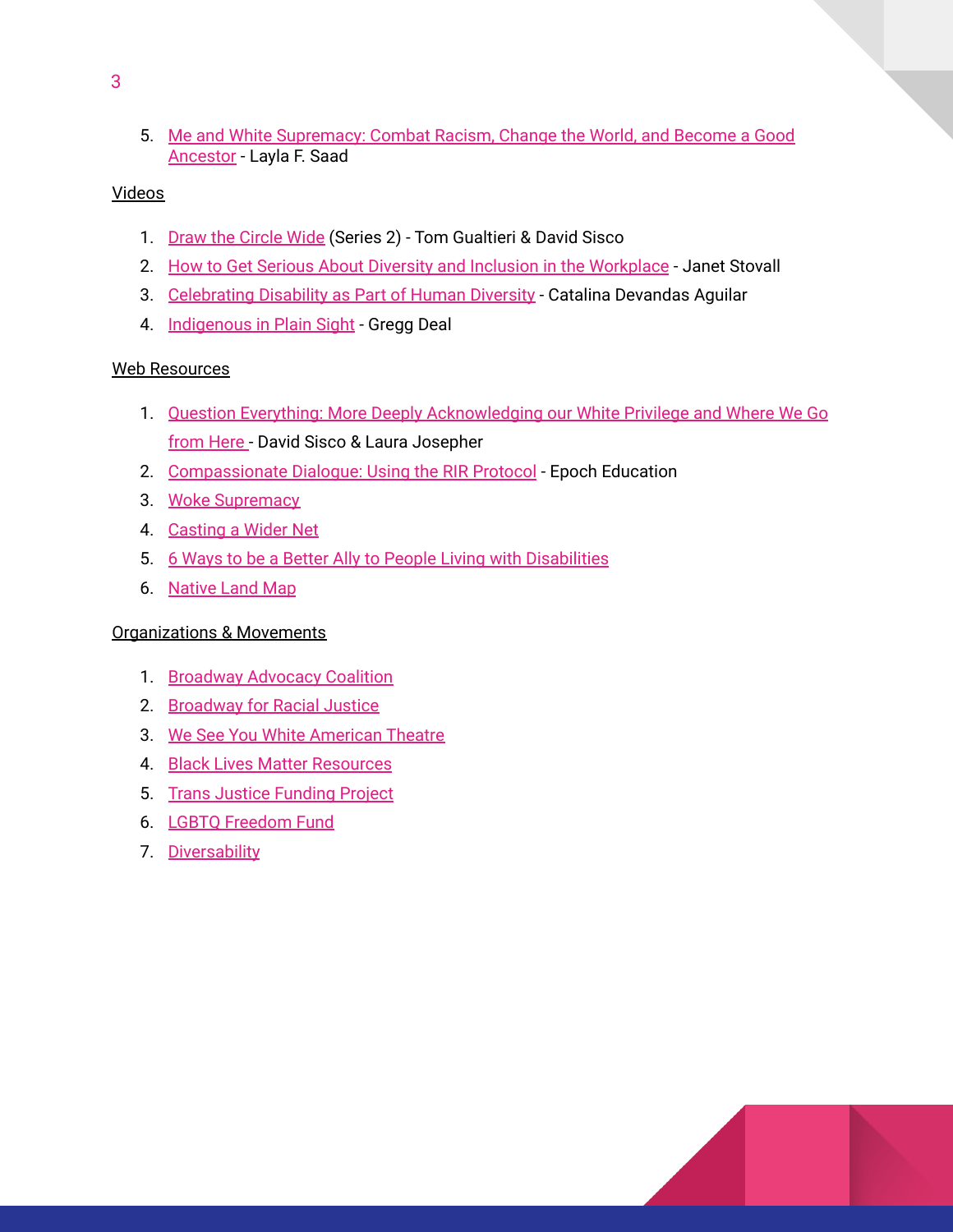5. Me and White Supremacy: Combat Racism, Change the World, and Become a Good Ancestor - Layla F. Saad

## Videos

1. Draw the Circle Wide (Series 2) - Tom Gualtieri & David Sisco
2. How to Get Serious About Diversity and Inclusion in the Workplace - Janet Stovall
3. Celebrating Disability as Part of Human Diversity - Catalina Devandas Aguilar
4. Indigenous in Plain Sight - Gregg Deal

## Web Resources

1. Question Everything: More Deeply Acknowledging our White Privilege and Where We Go from Here - David Sisco & Laura Josepher
2. Compassionate Dialogue: Using the RIR Protocol - Epoch Education
3. Woke Supremacy
4. Casting a Wider Net
5. 6 Ways to be a Better Ally to People Living with Disabilities
6. Native Land Map

## Organizations & Movements

1. Broadway Advocacy Coalition
2. Broadway for Racial Justice
3. We See You White American Theatre
4. Black Lives Matter Resources
5. Trans Justice Funding Project
6. LGBTQ Freedom Fund
7. Diversability